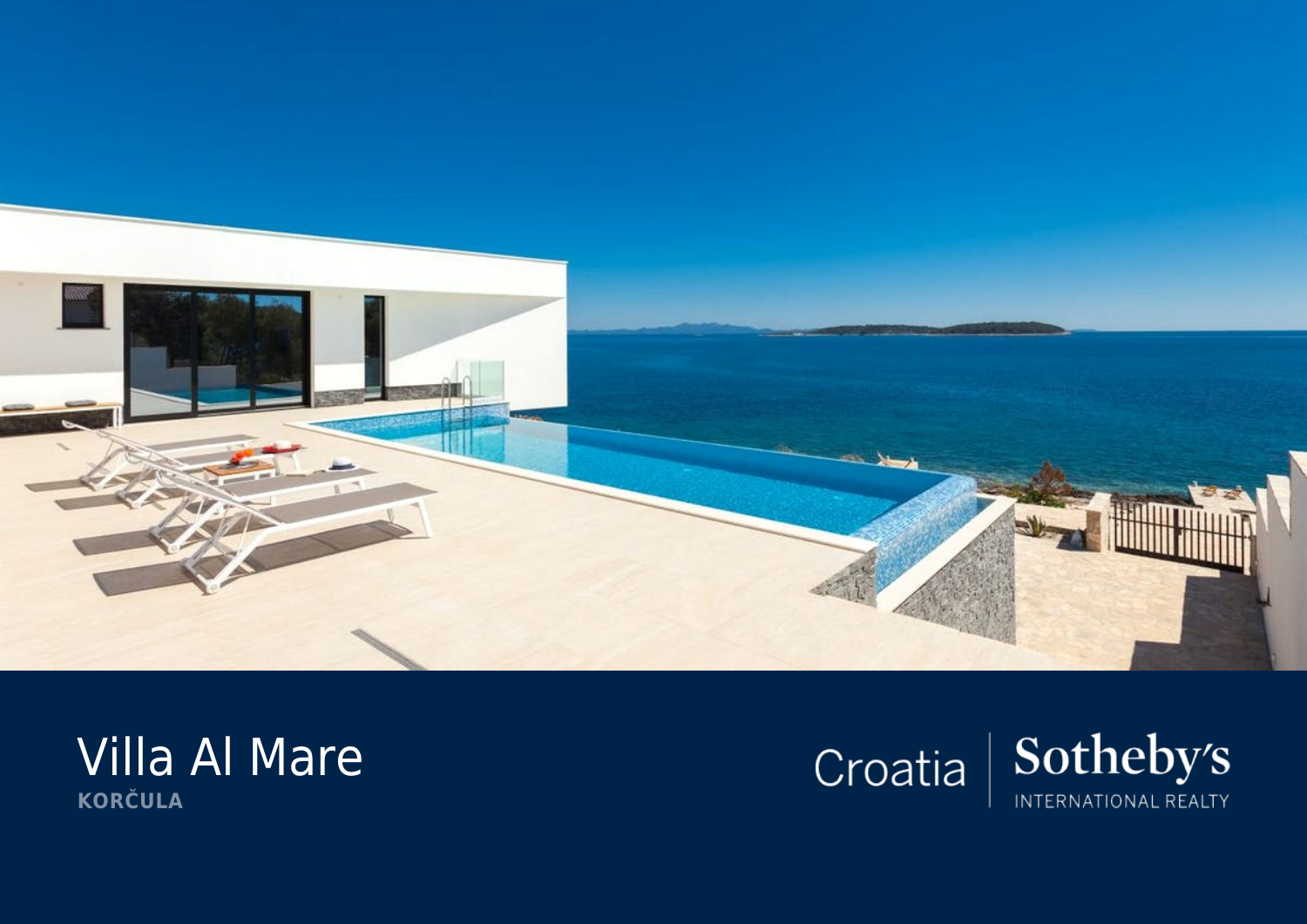# Villa Al Mare

**KORČULA**

Croatia | Sotheby's INTERNATIONAL REALTY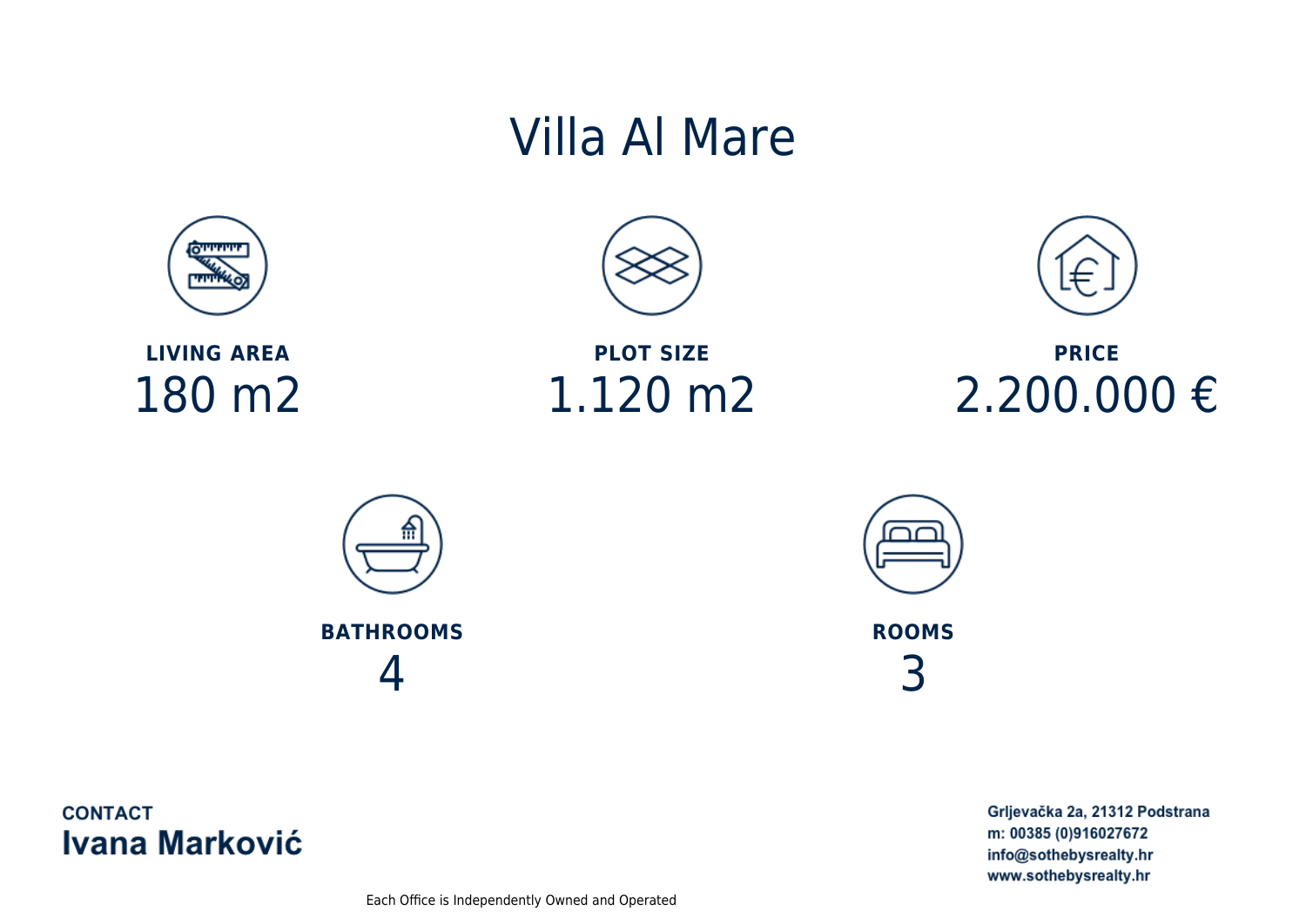# Villa Al Mare

**LIVING AREA**
180 m2

**PLOT SIZE**
1.120 m2

**PRICE**
2.200.000 €

**BATHROOMS**
4

**ROOMS**
3

**CONTACT**
**Ivana Marković**

**Grljevačka 2a, 21312 Podstrana**
**m: 00385 (0)916027672**
**info@sothebysrealty.hr**
**www.sothebysrealty.hr**

Each Office is Independently Owned and Operated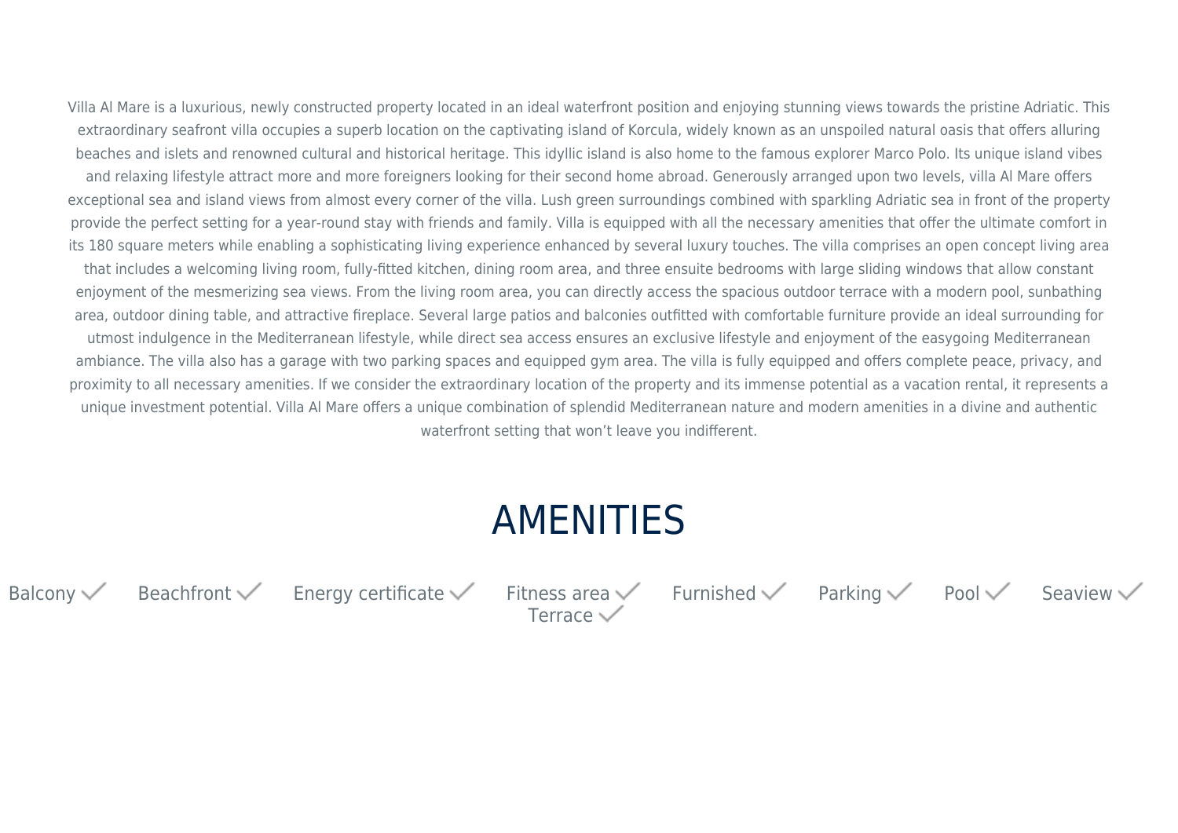Villa Al Mare is a luxurious, newly constructed property located in an ideal waterfront position and enjoying stunning views towards the pristine Adriatic. This extraordinary seafront villa occupies a superb location on the captivating island of Korcula, widely known as an unspoiled natural oasis that offers alluring beaches and islets and renowned cultural and historical heritage. This idyllic island is also home to the famous explorer Marco Polo. Its unique island vibes and relaxing lifestyle attract more and more foreigners looking for their second home abroad. Generously arranged upon two levels, villa Al Mare offers exceptional sea and island views from almost every corner of the villa. Lush green surroundings combined with sparkling Adriatic sea in front of the property provide the perfect setting for a year-round stay with friends and family. Villa is equipped with all the necessary amenities that offer the ultimate comfort in its 180 square meters while enabling a sophisticating living experience enhanced by several luxury touches. The villa comprises an open concept living area that includes a welcoming living room, fully-fitted kitchen, dining room area, and three ensuite bedrooms with large sliding windows that allow constant enjoyment of the mesmerizing sea views. From the living room area, you can directly access the spacious outdoor terrace with a modern pool, sunbathing area, outdoor dining table, and attractive fireplace. Several large patios and balconies outfitted with comfortable furniture provide an ideal surrounding for utmost indulgence in the Mediterranean lifestyle, while direct sea access ensures an exclusive lifestyle and enjoyment of the easygoing Mediterranean ambiance. The villa also has a garage with two parking spaces and equipped gym area. The villa is fully equipped and offers complete peace, privacy, and proximity to all necessary amenities. If we consider the extraordinary location of the property and its immense potential as a vacation rental, it represents a unique investment potential. Villa Al Mare offers a unique combination of splendid Mediterranean nature and modern amenities in a divine and authentic waterfront setting that won't leave you indifferent.

## AMENITIES

- Balcony ✓
- Beachfront ✓
- Energy certificate ✓
- Fitness area ✓
- Furnished ✓
- Parking ✓
- Pool ✓
- Seaview ✓
- Terrace ✓